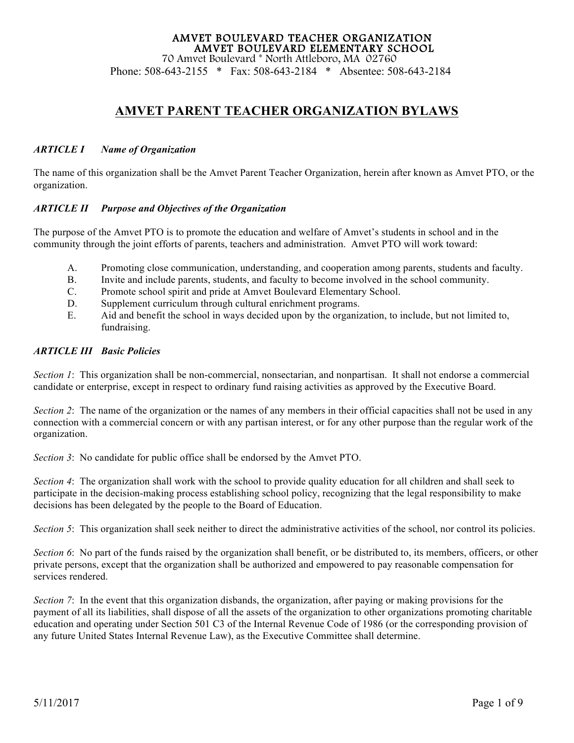**AMVET BOULEVARD TEACHER ORGANIZATION**
**AMVET BOULEVARD ELEMENTARY SCHOOL**
70 Amvet Boulevard * North Attleboro, MA 02760
Phone: 508-643-2155 * Fax: 508-643-2184 * Absentee: 508-643-2184

# AMVET PARENT TEACHER ORGANIZATION BYLAWS

### *ARTICLE I Name of Organization*

The name of this organization shall be the Amvet Parent Teacher Organization, herein after known as Amvet PTO, or the organization.

### *ARTICLE II Purpose and Objectives of the Organization*

The purpose of the Amvet PTO is to promote the education and welfare of Amvet's students in school and in the community through the joint efforts of parents, teachers and administration. Amvet PTO will work toward:

A. Promoting close communication, understanding, and cooperation among parents, students and faculty.
B. Invite and include parents, students, and faculty to become involved in the school community.
C. Promote school spirit and pride at Amvet Boulevard Elementary School.
D. Supplement curriculum through cultural enrichment programs.
E. Aid and benefit the school in ways decided upon by the organization, to include, but not limited to, fundraising.

### *ARTICLE III Basic Policies*

*Section 1*: This organization shall be non-commercial, nonsectarian, and nonpartisan. It shall not endorse a commercial candidate or enterprise, except in respect to ordinary fund raising activities as approved by the Executive Board.

*Section 2*: The name of the organization or the names of any members in their official capacities shall not be used in any connection with a commercial concern or with any partisan interest, or for any other purpose than the regular work of the organization.

*Section 3*: No candidate for public office shall be endorsed by the Amvet PTO.

*Section 4*: The organization shall work with the school to provide quality education for all children and shall seek to participate in the decision-making process establishing school policy, recognizing that the legal responsibility to make decisions has been delegated by the people to the Board of Education.

*Section 5*: This organization shall seek neither to direct the administrative activities of the school, nor control its policies.

*Section 6*: No part of the funds raised by the organization shall benefit, or be distributed to, its members, officers, or other private persons, except that the organization shall be authorized and empowered to pay reasonable compensation for services rendered.

*Section 7*: In the event that this organization disbands, the organization, after paying or making provisions for the payment of all its liabilities, shall dispose of all the assets of the organization to other organizations promoting charitable education and operating under Section 501 C3 of the Internal Revenue Code of 1986 (or the corresponding provision of any future United States Internal Revenue Law), as the Executive Committee shall determine.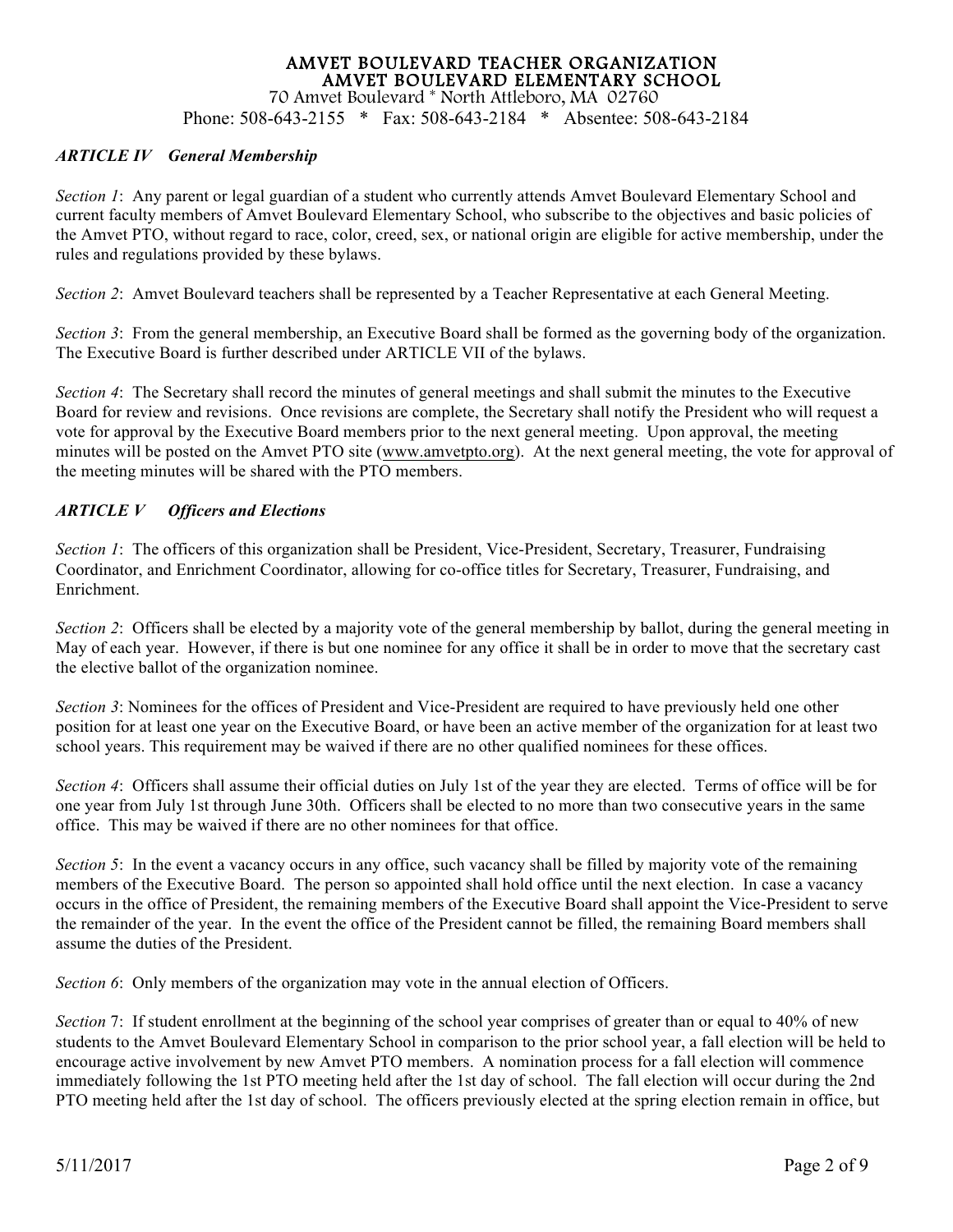## AMVET BOULEVARD TEACHER ORGANIZATION
## AMVET BOULEVARD ELEMENTARY SCHOOL

70 Amvet Boulevard * North Attleboro, MA 02760
Phone: 508-643-2155 * Fax: 508-643-2184 * Absentee: 508-643-2184

### *ARTICLE IV General Membership*

*Section 1*: Any parent or legal guardian of a student who currently attends Amvet Boulevard Elementary School and current faculty members of Amvet Boulevard Elementary School, who subscribe to the objectives and basic policies of the Amvet PTO, without regard to race, color, creed, sex, or national origin are eligible for active membership, under the rules and regulations provided by these bylaws.

*Section 2*: Amvet Boulevard teachers shall be represented by a Teacher Representative at each General Meeting.

*Section 3*: From the general membership, an Executive Board shall be formed as the governing body of the organization. The Executive Board is further described under ARTICLE VII of the bylaws.

*Section 4*: The Secretary shall record the minutes of general meetings and shall submit the minutes to the Executive Board for review and revisions. Once revisions are complete, the Secretary shall notify the President who will request a vote for approval by the Executive Board members prior to the next general meeting. Upon approval, the meeting minutes will be posted on the Amvet PTO site (www.amvetpto.org). At the next general meeting, the vote for approval of the meeting minutes will be shared with the PTO members.

### *ARTICLE V Officers and Elections*

*Section 1*: The officers of this organization shall be President, Vice-President, Secretary, Treasurer, Fundraising Coordinator, and Enrichment Coordinator, allowing for co-office titles for Secretary, Treasurer, Fundraising, and Enrichment.

*Section 2*: Officers shall be elected by a majority vote of the general membership by ballot, during the general meeting in May of each year. However, if there is but one nominee for any office it shall be in order to move that the secretary cast the elective ballot of the organization nominee.

*Section 3*: Nominees for the offices of President and Vice-President are required to have previously held one other position for at least one year on the Executive Board, or have been an active member of the organization for at least two school years. This requirement may be waived if there are no other qualified nominees for these offices.

*Section 4*: Officers shall assume their official duties on July 1st of the year they are elected. Terms of office will be for one year from July 1st through June 30th. Officers shall be elected to no more than two consecutive years in the same office. This may be waived if there are no other nominees for that office.

*Section 5*: In the event a vacancy occurs in any office, such vacancy shall be filled by majority vote of the remaining members of the Executive Board. The person so appointed shall hold office until the next election. In case a vacancy occurs in the office of President, the remaining members of the Executive Board shall appoint the Vice-President to serve the remainder of the year. In the event the office of the President cannot be filled, the remaining Board members shall assume the duties of the President.

*Section 6*: Only members of the organization may vote in the annual election of Officers.

*Section* 7: If student enrollment at the beginning of the school year comprises of greater than or equal to 40% of new students to the Amvet Boulevard Elementary School in comparison to the prior school year, a fall election will be held to encourage active involvement by new Amvet PTO members. A nomination process for a fall election will commence immediately following the 1st PTO meeting held after the 1st day of school. The fall election will occur during the 2nd PTO meeting held after the 1st day of school. The officers previously elected at the spring election remain in office, but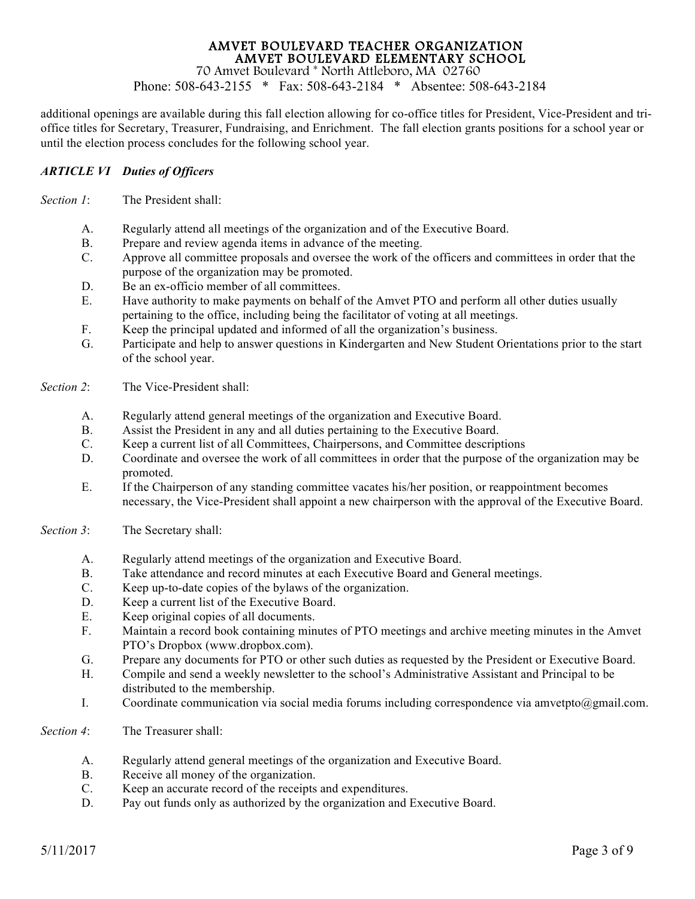additional openings are available during this fall election allowing for co-office titles for President, Vice-President and tri-office titles for Secretary, Treasurer, Fundraising, and Enrichment. The fall election grants positions for a school year or until the election process concludes for the following school year.

## *ARTICLE VI Duties of Officers*

*Section 1*: The President shall:

A. Regularly attend all meetings of the organization and of the Executive Board.
B. Prepare and review agenda items in advance of the meeting.
C. Approve all committee proposals and oversee the work of the officers and committees in order that the purpose of the organization may be promoted.
D. Be an ex-officio member of all committees.
E. Have authority to make payments on behalf of the Amvet PTO and perform all other duties usually pertaining to the office, including being the facilitator of voting at all meetings.
F. Keep the principal updated and informed of all the organization's business.
G. Participate and help to answer questions in Kindergarten and New Student Orientations prior to the start of the school year.

*Section 2*: The Vice-President shall:

A. Regularly attend general meetings of the organization and Executive Board.
B. Assist the President in any and all duties pertaining to the Executive Board.
C. Keep a current list of all Committees, Chairpersons, and Committee descriptions
D. Coordinate and oversee the work of all committees in order that the purpose of the organization may be promoted.
E. If the Chairperson of any standing committee vacates his/her position, or reappointment becomes necessary, the Vice-President shall appoint a new chairperson with the approval of the Executive Board.

*Section 3*: The Secretary shall:

A. Regularly attend meetings of the organization and Executive Board.
B. Take attendance and record minutes at each Executive Board and General meetings.
C. Keep up-to-date copies of the bylaws of the organization.
D. Keep a current list of the Executive Board.
E. Keep original copies of all documents.
F. Maintain a record book containing minutes of PTO meetings and archive meeting minutes in the Amvet PTO's Dropbox (www.dropbox.com).
G. Prepare any documents for PTO or other such duties as requested by the President or Executive Board.
H. Compile and send a weekly newsletter to the school's Administrative Assistant and Principal to be distributed to the membership.
I. Coordinate communication via social media forums including correspondence via amvetpto@gmail.com.

*Section 4*: The Treasurer shall:

A. Regularly attend general meetings of the organization and Executive Board.
B. Receive all money of the organization.
C. Keep an accurate record of the receipts and expenditures.
D. Pay out funds only as authorized by the organization and Executive Board.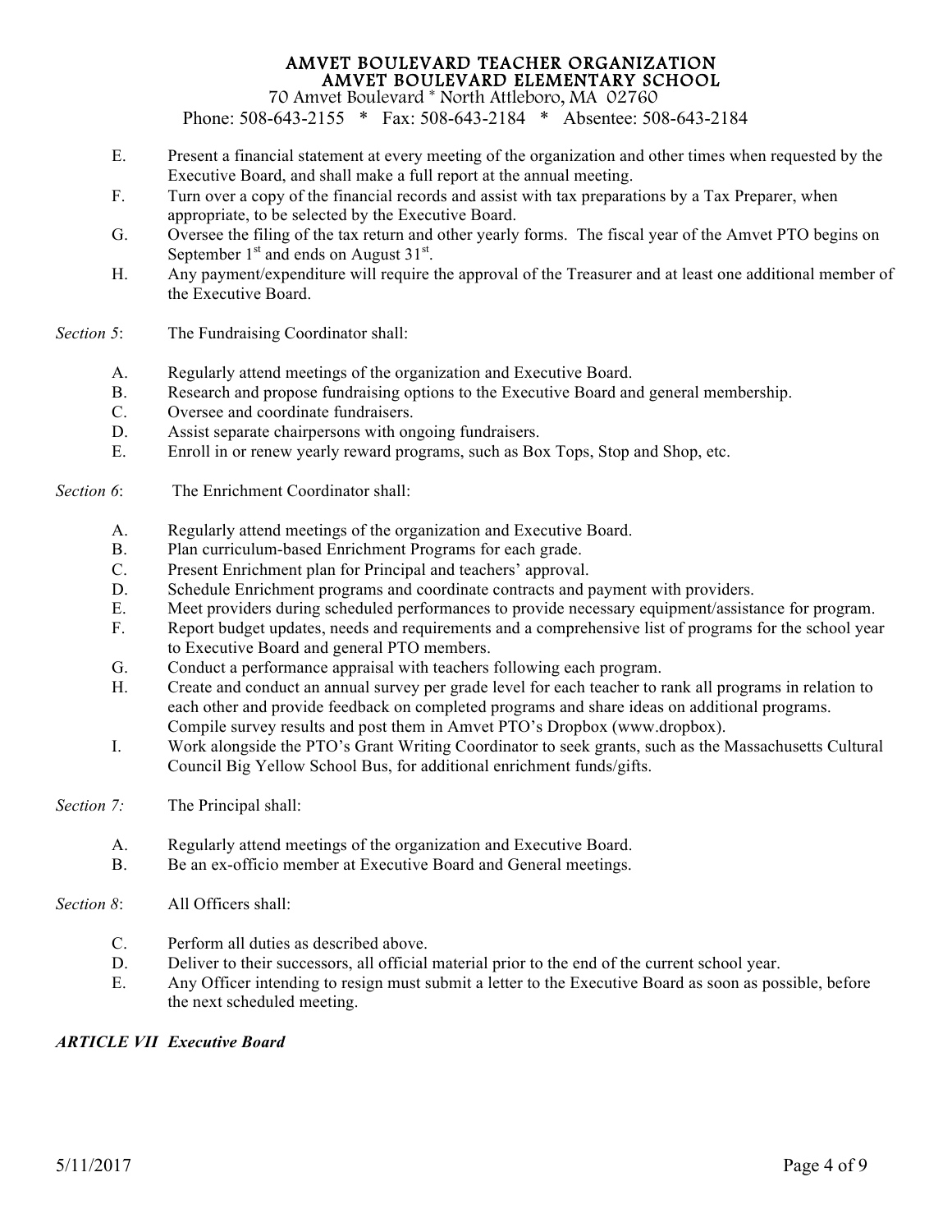E. Present a financial statement at every meeting of the organization and other times when requested by the Executive Board, and shall make a full report at the annual meeting.

F. Turn over a copy of the financial records and assist with tax preparations by a Tax Preparer, when appropriate, to be selected by the Executive Board.

G. Oversee the filing of the tax return and other yearly forms. The fiscal year of the Amvet PTO begins on September 1st and ends on August 31st.

H. Any payment/expenditure will require the approval of the Treasurer and at least one additional member of the Executive Board.

*Section 5*: The Fundraising Coordinator shall:

A. Regularly attend meetings of the organization and Executive Board.
B. Research and propose fundraising options to the Executive Board and general membership.
C. Oversee and coordinate fundraisers.
D. Assist separate chairpersons with ongoing fundraisers.
E. Enroll in or renew yearly reward programs, such as Box Tops, Stop and Shop, etc.

*Section 6*: The Enrichment Coordinator shall:

A. Regularly attend meetings of the organization and Executive Board.
B. Plan curriculum-based Enrichment Programs for each grade.
C. Present Enrichment plan for Principal and teachers' approval.
D. Schedule Enrichment programs and coordinate contracts and payment with providers.
E. Meet providers during scheduled performances to provide necessary equipment/assistance for program.
F. Report budget updates, needs and requirements and a comprehensive list of programs for the school year to Executive Board and general PTO members.
G. Conduct a performance appraisal with teachers following each program.
H. Create and conduct an annual survey per grade level for each teacher to rank all programs in relation to each other and provide feedback on completed programs and share ideas on additional programs. Compile survey results and post them in Amvet PTO's Dropbox (www.dropbox).
I. Work alongside the PTO's Grant Writing Coordinator to seek grants, such as the Massachusetts Cultural Council Big Yellow School Bus, for additional enrichment funds/gifts.

*Section 7:* The Principal shall:

A. Regularly attend meetings of the organization and Executive Board.
B. Be an ex-officio member at Executive Board and General meetings.

*Section 8*: All Officers shall:

C. Perform all duties as described above.
D. Deliver to their successors, all official material prior to the end of the current school year.
E. Any Officer intending to resign must submit a letter to the Executive Board as soon as possible, before the next scheduled meeting.

***ARTICLE VII Executive Board***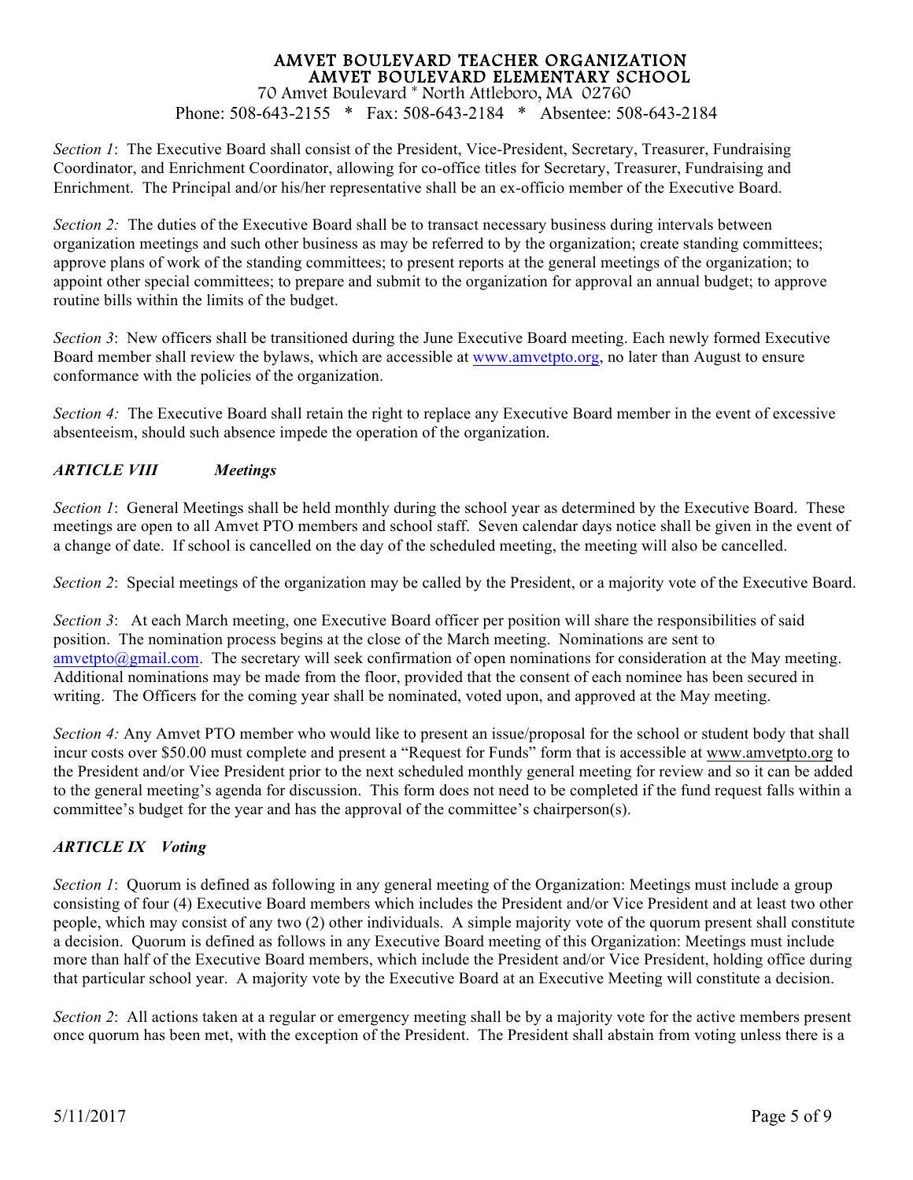*Section 1*: The Executive Board shall consist of the President, Vice-President, Secretary, Treasurer, Fundraising Coordinator, and Enrichment Coordinator, allowing for co-office titles for Secretary, Treasurer, Fundraising and Enrichment. The Principal and/or his/her representative shall be an ex-officio member of the Executive Board.

*Section 2:* The duties of the Executive Board shall be to transact necessary business during intervals between organization meetings and such other business as may be referred to by the organization; create standing committees; approve plans of work of the standing committees; to present reports at the general meetings of the organization; to appoint other special committees; to prepare and submit to the organization for approval an annual budget; to approve routine bills within the limits of the budget.

*Section 3*: New officers shall be transitioned during the June Executive Board meeting. Each newly formed Executive Board member shall review the bylaws, which are accessible at www.amvetpto.org, no later than August to ensure conformance with the policies of the organization.

*Section 4:* The Executive Board shall retain the right to replace any Executive Board member in the event of excessive absenteeism, should such absence impede the operation of the organization.

### *ARTICLE VIII Meetings*

*Section 1*: General Meetings shall be held monthly during the school year as determined by the Executive Board. These meetings are open to all Amvet PTO members and school staff. Seven calendar days notice shall be given in the event of a change of date. If school is cancelled on the day of the scheduled meeting, the meeting will also be cancelled.

*Section 2*: Special meetings of the organization may be called by the President, or a majority vote of the Executive Board.

*Section 3*: At each March meeting, one Executive Board officer per position will share the responsibilities of said position. The nomination process begins at the close of the March meeting. Nominations are sent to amvetpto@gmail.com. The secretary will seek confirmation of open nominations for consideration at the May meeting. Additional nominations may be made from the floor, provided that the consent of each nominee has been secured in writing. The Officers for the coming year shall be nominated, voted upon, and approved at the May meeting.

*Section 4:* Any Amvet PTO member who would like to present an issue/proposal for the school or student body that shall incur costs over $50.00 must complete and present a "Request for Funds" form that is accessible at www.amvetpto.org to the President and/or Viee President prior to the next scheduled monthly general meeting for review and so it can be added to the general meeting's agenda for discussion. This form does not need to be completed if the fund request falls within a committee's budget for the year and has the approval of the committee's chairperson(s).

### *ARTICLE IX Voting*

*Section 1*: Quorum is defined as following in any general meeting of the Organization: Meetings must include a group consisting of four (4) Executive Board members which includes the President and/or Vice President and at least two other people, which may consist of any two (2) other individuals. A simple majority vote of the quorum present shall constitute a decision. Quorum is defined as follows in any Executive Board meeting of this Organization: Meetings must include more than half of the Executive Board members, which include the President and/or Vice President, holding office during that particular school year. A majority vote by the Executive Board at an Executive Meeting will constitute a decision.

*Section 2*: All actions taken at a regular or emergency meeting shall be by a majority vote for the active members present once quorum has been met, with the exception of the President. The President shall abstain from voting unless there is a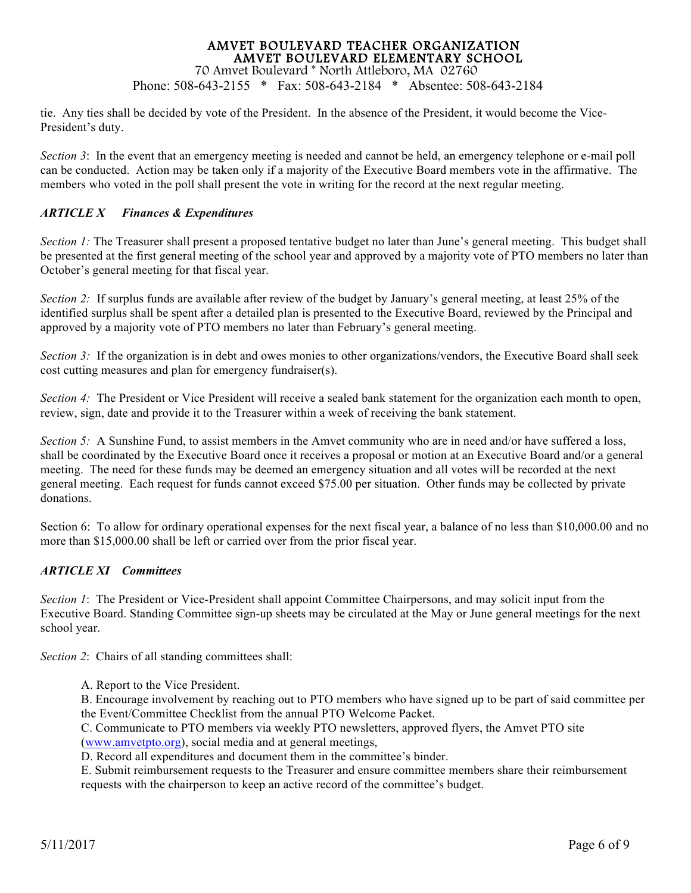tie. Any ties shall be decided by vote of the President. In the absence of the President, it would become the Vice-President's duty.

*Section 3*: In the event that an emergency meeting is needed and cannot be held, an emergency telephone or e-mail poll can be conducted. Action may be taken only if a majority of the Executive Board members vote in the affirmative. The members who voted in the poll shall present the vote in writing for the record at the next regular meeting.

### *ARTICLE X Finances & Expenditures*

*Section 1:* The Treasurer shall present a proposed tentative budget no later than June's general meeting. This budget shall be presented at the first general meeting of the school year and approved by a majority vote of PTO members no later than October's general meeting for that fiscal year.

*Section 2:* If surplus funds are available after review of the budget by January's general meeting, at least 25% of the identified surplus shall be spent after a detailed plan is presented to the Executive Board, reviewed by the Principal and approved by a majority vote of PTO members no later than February's general meeting.

*Section 3:* If the organization is in debt and owes monies to other organizations/vendors, the Executive Board shall seek cost cutting measures and plan for emergency fundraiser(s).

*Section 4:* The President or Vice President will receive a sealed bank statement for the organization each month to open, review, sign, date and provide it to the Treasurer within a week of receiving the bank statement.

*Section 5:* A Sunshine Fund, to assist members in the Amvet community who are in need and/or have suffered a loss, shall be coordinated by the Executive Board once it receives a proposal or motion at an Executive Board and/or a general meeting. The need for these funds may be deemed an emergency situation and all votes will be recorded at the next general meeting. Each request for funds cannot exceed $75.00 per situation. Other funds may be collected by private donations.

Section 6: To allow for ordinary operational expenses for the next fiscal year, a balance of no less than $10,000.00 and no more than $15,000.00 shall be left or carried over from the prior fiscal year.

### *ARTICLE XI Committees*

*Section 1*: The President or Vice-President shall appoint Committee Chairpersons, and may solicit input from the Executive Board. Standing Committee sign-up sheets may be circulated at the May or June general meetings for the next school year.

*Section 2*: Chairs of all standing committees shall:

A. Report to the Vice President.
B. Encourage involvement by reaching out to PTO members who have signed up to be part of said committee per the Event/Committee Checklist from the annual PTO Welcome Packet.
C. Communicate to PTO members via weekly PTO newsletters, approved flyers, the Amvet PTO site (www.amvetpto.org), social media and at general meetings,
D. Record all expenditures and document them in the committee's binder.
E. Submit reimbursement requests to the Treasurer and ensure committee members share their reimbursement requests with the chairperson to keep an active record of the committee's budget.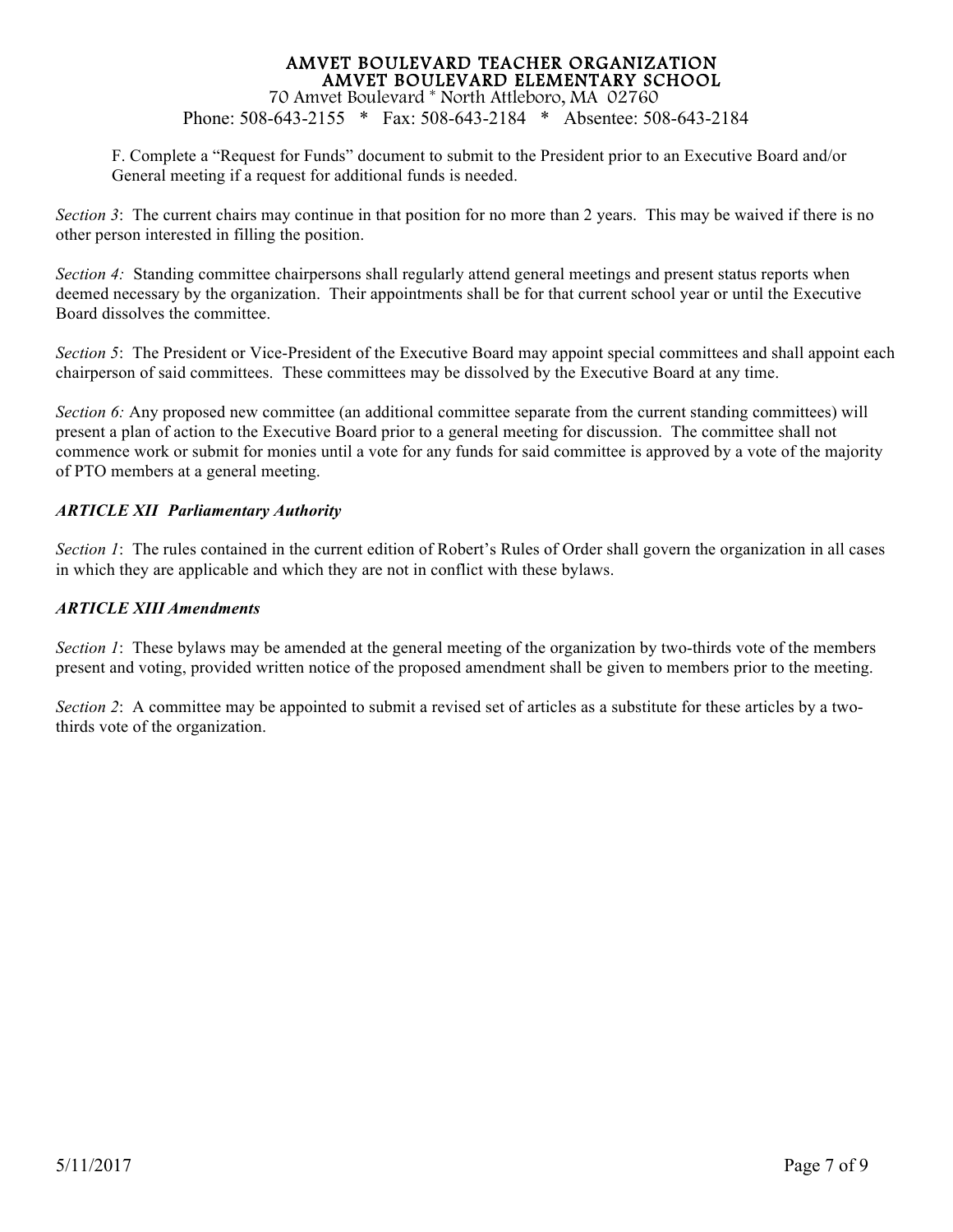F. Complete a "Request for Funds" document to submit to the President prior to an Executive Board and/or General meeting if a request for additional funds is needed.

*Section 3*: The current chairs may continue in that position for no more than 2 years. This may be waived if there is no other person interested in filling the position.

*Section 4:* Standing committee chairpersons shall regularly attend general meetings and present status reports when deemed necessary by the organization. Their appointments shall be for that current school year or until the Executive Board dissolves the committee.

*Section 5*: The President or Vice-President of the Executive Board may appoint special committees and shall appoint each chairperson of said committees. These committees may be dissolved by the Executive Board at any time.

*Section 6:* Any proposed new committee (an additional committee separate from the current standing committees) will present a plan of action to the Executive Board prior to a general meeting for discussion. The committee shall not commence work or submit for monies until a vote for any funds for said committee is approved by a vote of the majority of PTO members at a general meeting.

### *ARTICLE XII Parliamentary Authority*

*Section 1*: The rules contained in the current edition of Robert's Rules of Order shall govern the organization in all cases in which they are applicable and which they are not in conflict with these bylaws.

### *ARTICLE XIII Amendments*

*Section 1*: These bylaws may be amended at the general meeting of the organization by two-thirds vote of the members present and voting, provided written notice of the proposed amendment shall be given to members prior to the meeting.

*Section 2*: A committee may be appointed to submit a revised set of articles as a substitute for these articles by a two-thirds vote of the organization.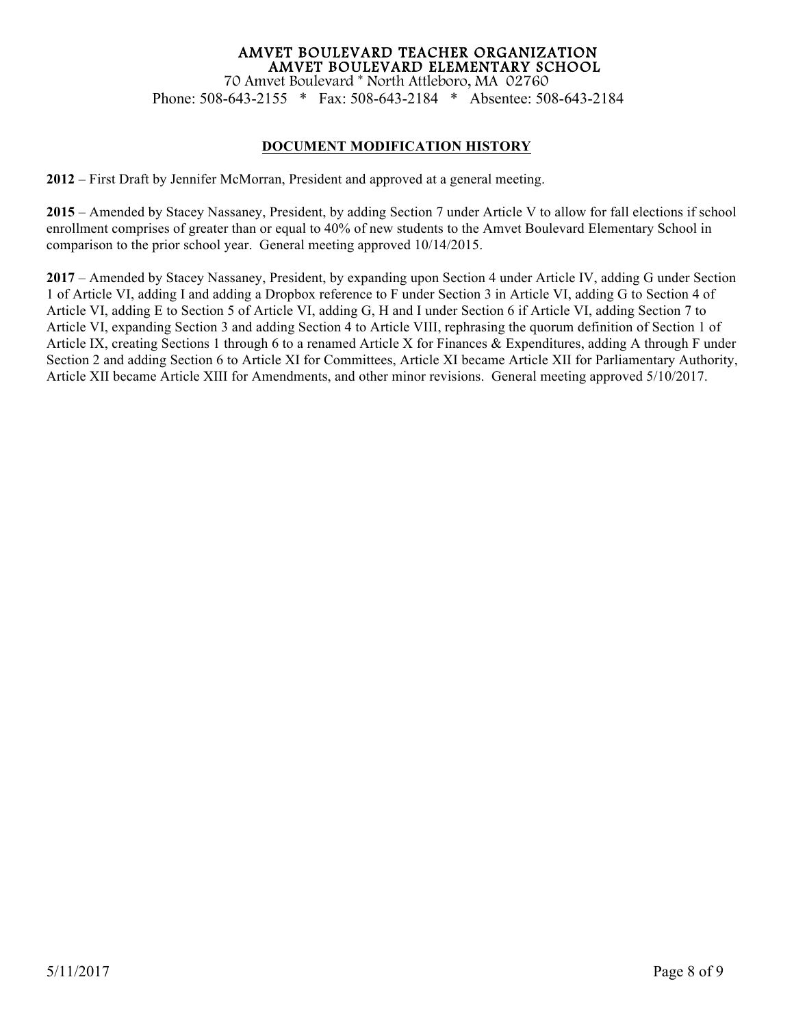## DOCUMENT MODIFICATION HISTORY

**2012** – First Draft by Jennifer McMorran, President and approved at a general meeting.

**2015** – Amended by Stacey Nassaney, President, by adding Section 7 under Article V to allow for fall elections if school enrollment comprises of greater than or equal to 40% of new students to the Amvet Boulevard Elementary School in comparison to the prior school year. General meeting approved 10/14/2015.

**2017** – Amended by Stacey Nassaney, President, by expanding upon Section 4 under Article IV, adding G under Section 1 of Article VI, adding I and adding a Dropbox reference to F under Section 3 in Article VI, adding G to Section 4 of Article VI, adding E to Section 5 of Article VI, adding G, H and I under Section 6 if Article VI, adding Section 7 to Article VI, expanding Section 3 and adding Section 4 to Article VIII, rephrasing the quorum definition of Section 1 of Article IX, creating Sections 1 through 6 to a renamed Article X for Finances & Expenditures, adding A through F under Section 2 and adding Section 6 to Article XI for Committees, Article XI became Article XII for Parliamentary Authority, Article XII became Article XIII for Amendments, and other minor revisions. General meeting approved 5/10/2017.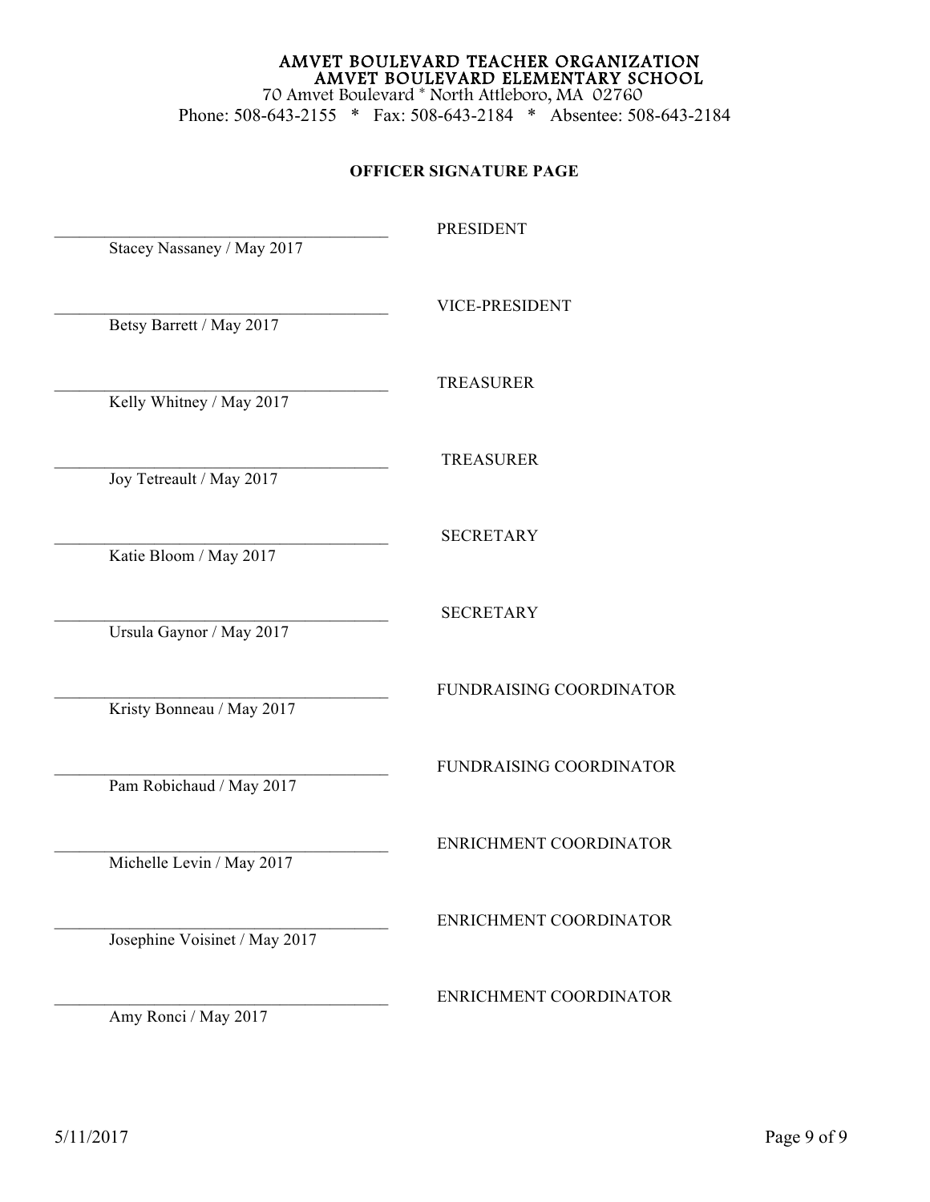# AMVET BOULEVARD TEACHER ORGANIZATION
## AMVET BOULEVARD ELEMENTARY SCHOOL

70 Amvet Boulevard * North Attleboro, MA 02760
Phone: 508-643-2155 * Fax: 508-643-2184 * Absentee: 508-643-2184

**OFFICER SIGNATURE PAGE**

| | |
|---|---|
| _________________________________ Stacey Nassaney / May 2017 | PRESIDENT |
| _________________________________ Betsy Barrett / May 2017 | VICE-PRESIDENT |
| _________________________________ Kelly Whitney / May 2017 | TREASURER |
| _________________________________ Joy Tetreault / May 2017 | TREASURER |
| _________________________________ Katie Bloom / May 2017 | SECRETARY |
| _________________________________ Ursula Gaynor / May 2017 | SECRETARY |
| _________________________________ Kristy Bonneau / May 2017 | FUNDRAISING COORDINATOR |
| _________________________________ Pam Robichaud / May 2017 | FUNDRAISING COORDINATOR |
| _________________________________ Michelle Levin / May 2017 | ENRICHMENT COORDINATOR |
| _________________________________ Josephine Voisinet / May 2017 | ENRICHMENT COORDINATOR |
| _________________________________ Amy Ronci / May 2017 | ENRICHMENT COORDINATOR |

5/11/2017